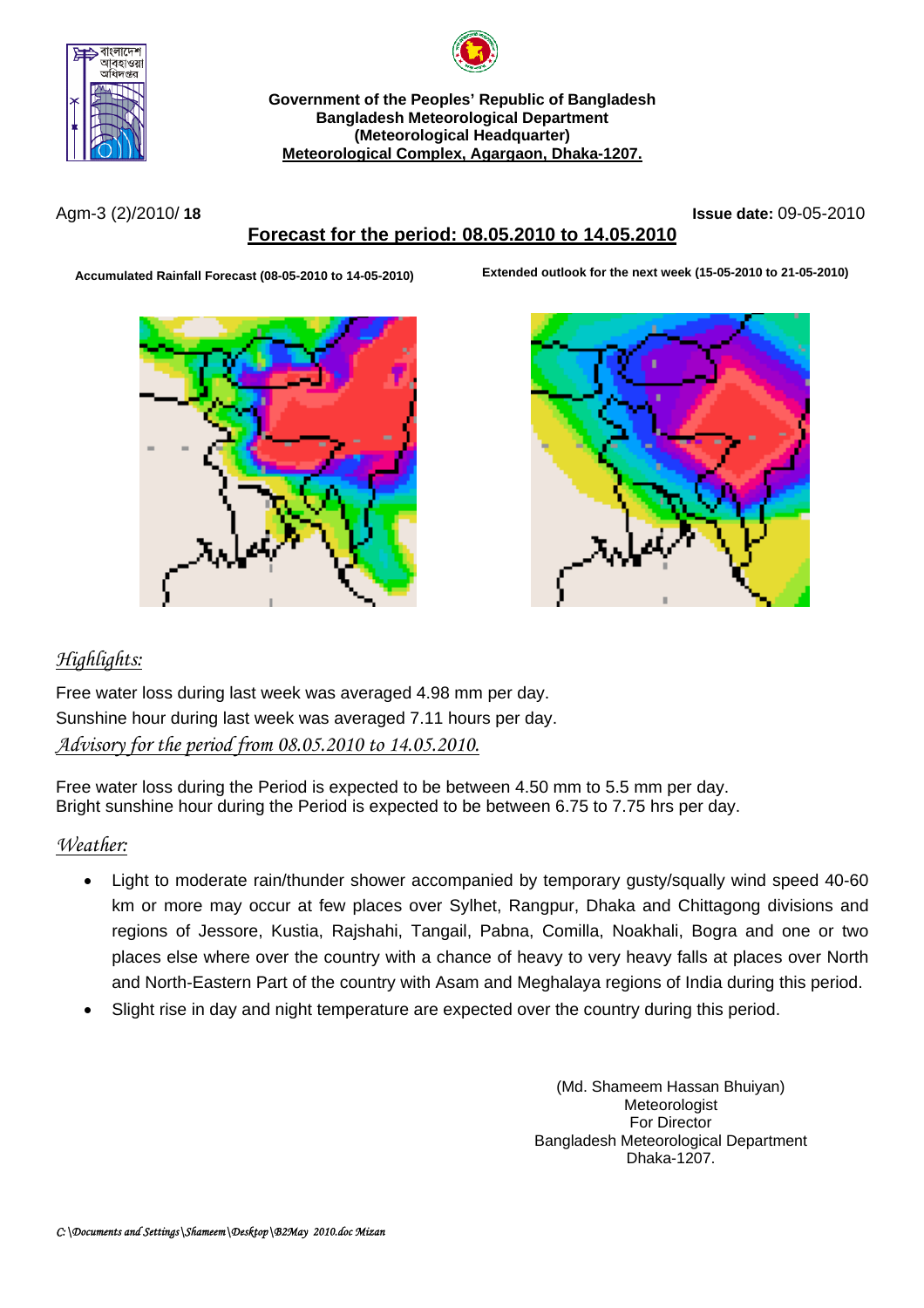**Government of the Peoples' Republic of Bangladesh**
**Bangladesh Meteorological Department**
**(Meteorological Headquarter)**
**Meteorological Complex, Agargaon, Dhaka-1207.**

Agm-3 (2)/2010/ **18** **Issue date:** 09-05-2010

## Forecast for the period: 08.05.2010 to 14.05.2010

**Accumulated Rainfall Forecast (08-05-2010 to 14-05-2010)**

**Extended outlook for the next week (15-05-2010 to 21-05-2010)**

### *Highlights:*

Free water loss during last week was averaged 4.98 mm per day.
Sunshine hour during last week was averaged 7.11 hours per day.

### *Advisory for the period from 08.05.2010 to 14.05.2010.*

Free water loss during the Period is expected to be between 4.50 mm to 5.5 mm per day.
Bright sunshine hour during the Period is expected to be between 6.75 to 7.75 hrs per day.

### *Weather:*

- Light to moderate rain/thunder shower accompanied by temporary gusty/squally wind speed 40-60 km or more may occur at few places over Sylhet, Rangpur, Dhaka and Chittagong divisions and regions of Jessore, Kustia, Rajshahi, Tangail, Pabna, Comilla, Noakhali, Bogra and one or two places else where over the country with a chance of heavy to very heavy falls at places over North and North-Eastern Part of the country with Asam and Meghalaya regions of India during this period.
- Slight rise in day and night temperature are expected over the country during this period.

(Md. Shameem Hassan Bhuiyan)
Meteorologist
For Director
Bangladesh Meteorological Department
Dhaka-1207.

*C:\Documents and Settings\Shameem\Desktop\B2May 2010.doc Mizan*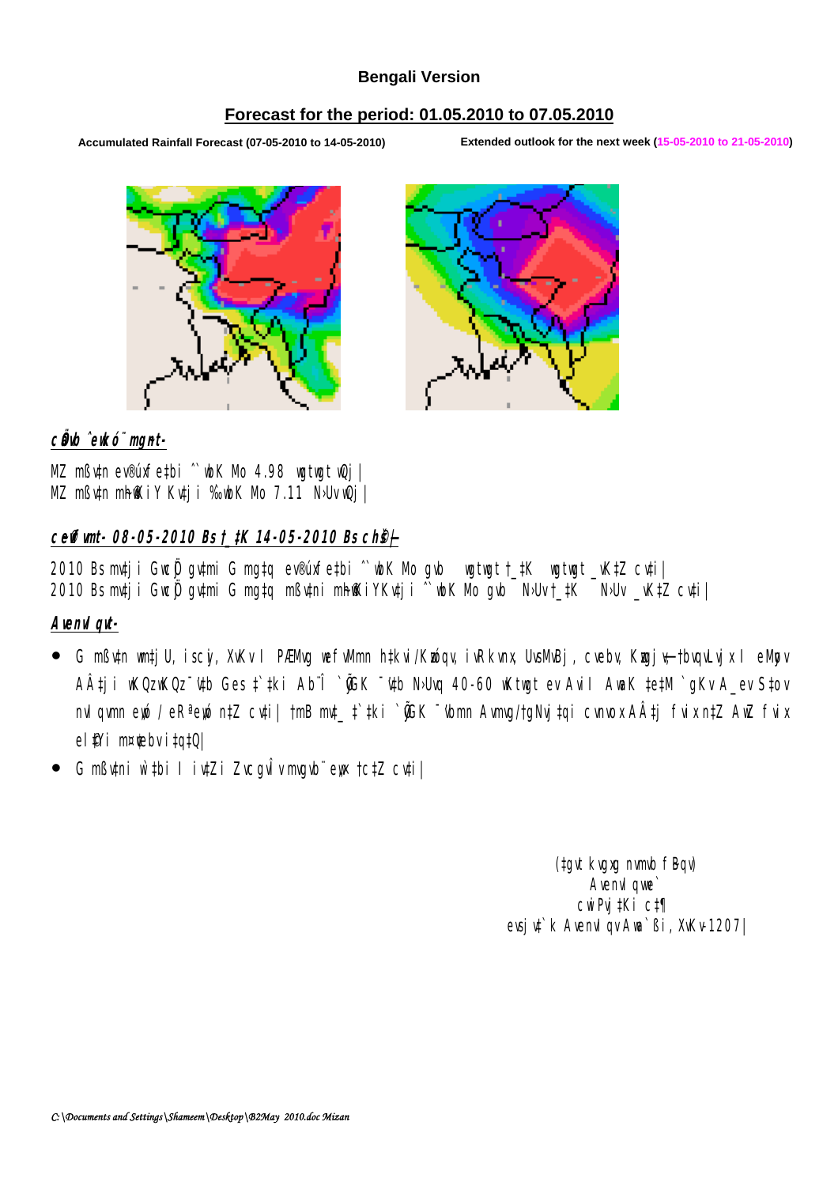**Bengali Version**

## Forecast for the period: 01.05.2010 to 07.05.2010

**Accumulated Rainfall Forecast (07-05-2010 to 14-05-2010)** **Extended outlook for the next week (15-05-2010 to 21-05-2010)**

***cÖavb ˆewkó¨ mgyn-***

MZ mßv‡n ev®úxfe‡bi ˆ`wbK Mo 4.98 wgtwgt wQj|
MZ mßv‡n m~h©wKiY Kv‡ji ‰`wbK Mo 7.11 N›Uv wQj|

***c~e©vfvm- 08-05-2010 Bs †_‡K 14-05-2010 Bs ch©š—***

2010 Bs mv‡ji GwcÖj gv‡mi G mg‡q ev®úxfe‡bi ˆ`wbK Mo gvb wgtwgt †_‡K wgtwgt _vK‡Z cv‡i|
2010 Bs mv‡ji GwcÖj gv‡mi G mg‡q mßv‡ni m~h©wKiYKv‡ji ˆ`wbK Mo gvb N›Uv †_‡K N›Uv _vK‡Z cv‡i|

***Avenvl qv-***

- G mßv‡n wm‡jU, iscyi, XvKv I PÆMÖvg wefv‡Mi A‡bK ¯’v‡b N›Uvq 40-60 wKtwgt ev Avi I AwaK †e‡M `gKv nvIqvmn eo / eRªe„wó n‡Z cv‡i| †mB mv‡_ †`‡ki `w¶Y-c~e©vÂ‡ji AwaKvsk ¯’v‡b Zvcgvb nªvm †c‡Z cv‡i|
- G mßv‡ni w`‡bi I iv‡Zi Zvcgvb mvgvb¨ e„w× †c‡Z cv‡i|

(‡gvt kvgxg nvmvb fBqv)
Avenvlqvwe`
cwiPvjK c‡¶
evsjv‡`k AvenvIqv Awa`ßi, XvKv-1207|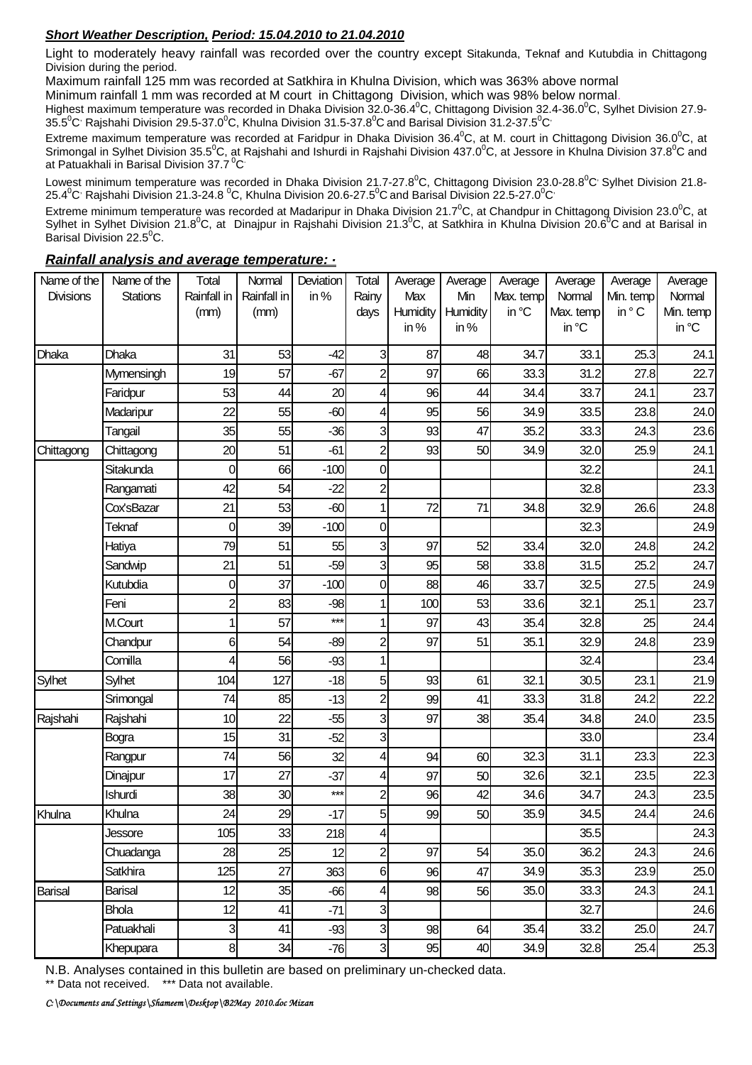***Short Weather Description, Period: 15.04.2010 to 21.04.2010***

Light to moderately heavy rainfall was recorded over the country except Sitakunda, Teknaf and Kutubdia in Chittagong Division during the period.

Maximum rainfall 125 mm was recorded at Satkhira in Khulna Division, which was 363% above normal

Minimum rainfall 1 mm was recorded at M court in Chittagong Division, which was 98% below normal.

Highest maximum temperature was recorded in Dhaka Division 32.0-36.4$^0$C, Chittagong Division 32.4-36.0$^0$C, Sylhet Division 27.9-35.5$^0$C, Rajshahi Division 29.5-37.0$^0$C, Khulna Division 31.5-37.8$^0$C and Barisal Division 31.2-37.5$^0$C.

Extreme maximum temperature was recorded at Faridpur in Dhaka Division 36.4$^0$C, at M. court in Chittagong Division 36.0$^0$C, at Srimongal in Sylhet Division 35.5$^0$C, at Rajshahi and Ishurdi in Rajshahi Division 437.0$^0$C, at Jessore in Khulna Division 37.8$^0$C and at Patuakhali in Barisal Division 37.7 $^0$C.

Lowest minimum temperature was recorded in Dhaka Division 21.7-27.8$^0$C, Chittagong Division 23.0-28.8$^0$C, Sylhet Division 21.8-25.4$^0$C, Rajshahi Division 21.3-24.8 $^0$C, Khulna Division 20.6-27.5$^0$C and Barisal Division 22.5-27.0$^0$C.

Extreme minimum temperature was recorded at Madaripur in Dhaka Division 21.7$^0$C, at Chandpur in Chittagong Division 23.0$^0$C, at Sylhet in Sylhet Division 21.8$^0$C, at Dinajpur in Rajshahi Division 21.3$^0$C, at Satkhira in Khulna Division 20.6$^0$C and at Barisal in Barisal Division 22.5$^0$C.

***Rainfall analysis and average temperature: ·***

| Name of the Divisions | Name of the Stations | Total Rainfall in (mm) | Normal Rainfall in (mm) | Deviation in % | Total Rainy days | Average Max Humidity in % | Average Min Humidity in % | Average Max. temp in °C | Average Normal Max. temp in °C | Average Min. temp in ° C | Average Normal Min. temp in °C |
|---|---|---|---|---|---|---|---|---|---|---|---|
| Dhaka | Dhaka | 31 | 53 | -42 | 3 | 87 | 48 | 34.7 | 33.1 | 25.3 | 24.1 |
| | Mymensingh | 19 | 57 | -67 | 2 | 97 | 66 | 33.3 | 31.2 | 27.8 | 22.7 |
| | Faridpur | 53 | 44 | 20 | 4 | 96 | 44 | 34.4 | 33.7 | 24.1 | 23.7 |
| | Madaripur | 22 | 55 | -60 | 4 | 95 | 56 | 34.9 | 33.5 | 23.8 | 24.0 |
| | Tangail | 35 | 55 | -36 | 3 | 93 | 47 | 35.2 | 33.3 | 24.3 | 23.6 |
| Chittagong | Chittagong | 20 | 51 | -61 | 2 | 93 | 50 | 34.9 | 32.0 | 25.9 | 24.1 |
| | Sitakunda | 0 | 66 | -100 | 0 | | | | 32.2 | | 24.1 |
| | Rangamati | 42 | 54 | -22 | 2 | | | | 32.8 | | 23.3 |
| | Cox'sBazar | 21 | 53 | -60 | 1 | 72 | 71 | 34.8 | 32.9 | 26.6 | 24.8 |
| | Teknaf | 0 | 39 | -100 | 0 | | | | 32.3 | | 24.9 |
| | Hatiya | 79 | 51 | 55 | 3 | 97 | 52 | 33.4 | 32.0 | 24.8 | 24.2 |
| | Sandwip | 21 | 51 | -59 | 3 | 95 | 58 | 33.8 | 31.5 | 25.2 | 24.7 |
| | Kutubdia | 0 | 37 | -100 | 0 | 88 | 46 | 33.7 | 32.5 | 27.5 | 24.9 |
| | Feni | 2 | 83 | -98 | 1 | 100 | 53 | 33.6 | 32.1 | 25.1 | 23.7 |
| | M.Court | 1 | 57 | *** | 1 | 97 | 43 | 35.4 | 32.8 | 25 | 24.4 |
| | Chandpur | 6 | 54 | -89 | 2 | 97 | 51 | 35.1 | 32.9 | 24.8 | 23.9 |
| | Comilla | 4 | 56 | -93 | 1 | | | | 32.4 | | 23.4 |
| Sylhet | Sylhet | 104 | 127 | -18 | 5 | 93 | 61 | 32.1 | 30.5 | 23.1 | 21.9 |
| | Srimongal | 74 | 85 | -13 | 2 | 99 | 41 | 33.3 | 31.8 | 24.2 | 22.2 |
| Rajshahi | Rajshahi | 10 | 22 | -55 | 3 | 97 | 38 | 35.4 | 34.8 | 24.0 | 23.5 |
| | Bogra | 15 | 31 | -52 | 3 | | | | 33.0 | | 23.4 |
| | Rangpur | 74 | 56 | 32 | 4 | 94 | 60 | 32.3 | 31.1 | 23.3 | 22.3 |
| | Dinajpur | 17 | 27 | -37 | 4 | 97 | 50 | 32.6 | 32.1 | 23.5 | 22.3 |
| | Ishurdi | 38 | 30 | *** | 2 | 96 | 42 | 34.6 | 34.7 | 24.3 | 23.5 |
| Khulna | Khulna | 24 | 29 | -17 | 5 | 99 | 50 | 35.9 | 34.5 | 24.4 | 24.6 |
| | Jessore | 105 | 33 | 218 | 4 | | | | 35.5 | | 24.3 |
| | Chuadanga | 28 | 25 | 12 | 2 | 97 | 54 | 35.0 | 36.2 | 24.3 | 24.6 |
| | Satkhira | 125 | 27 | 363 | 6 | 96 | 47 | 34.9 | 35.3 | 23.9 | 25.0 |
| Barisal | Barisal | 12 | 35 | -66 | 4 | 98 | 56 | 35.0 | 33.3 | 24.3 | 24.1 |
| | Bhola | 12 | 41 | -71 | 3 | | | | 32.7 | | 24.6 |
| | Patuakhali | 3 | 41 | -93 | 3 | 98 | 64 | 35.4 | 33.2 | 25.0 | 24.7 |
| | Khepupara | 8 | 34 | -76 | 3 | 95 | 40 | 34.9 | 32.8 | 25.4 | 25.3 |

N.B. Analyses contained in this bulletin are based on preliminary un-checked data.

** Data not received. *** Data not available.

*C:\Documents and Settings\Shameem\Desktop\B2May 2010.doc Mizan*